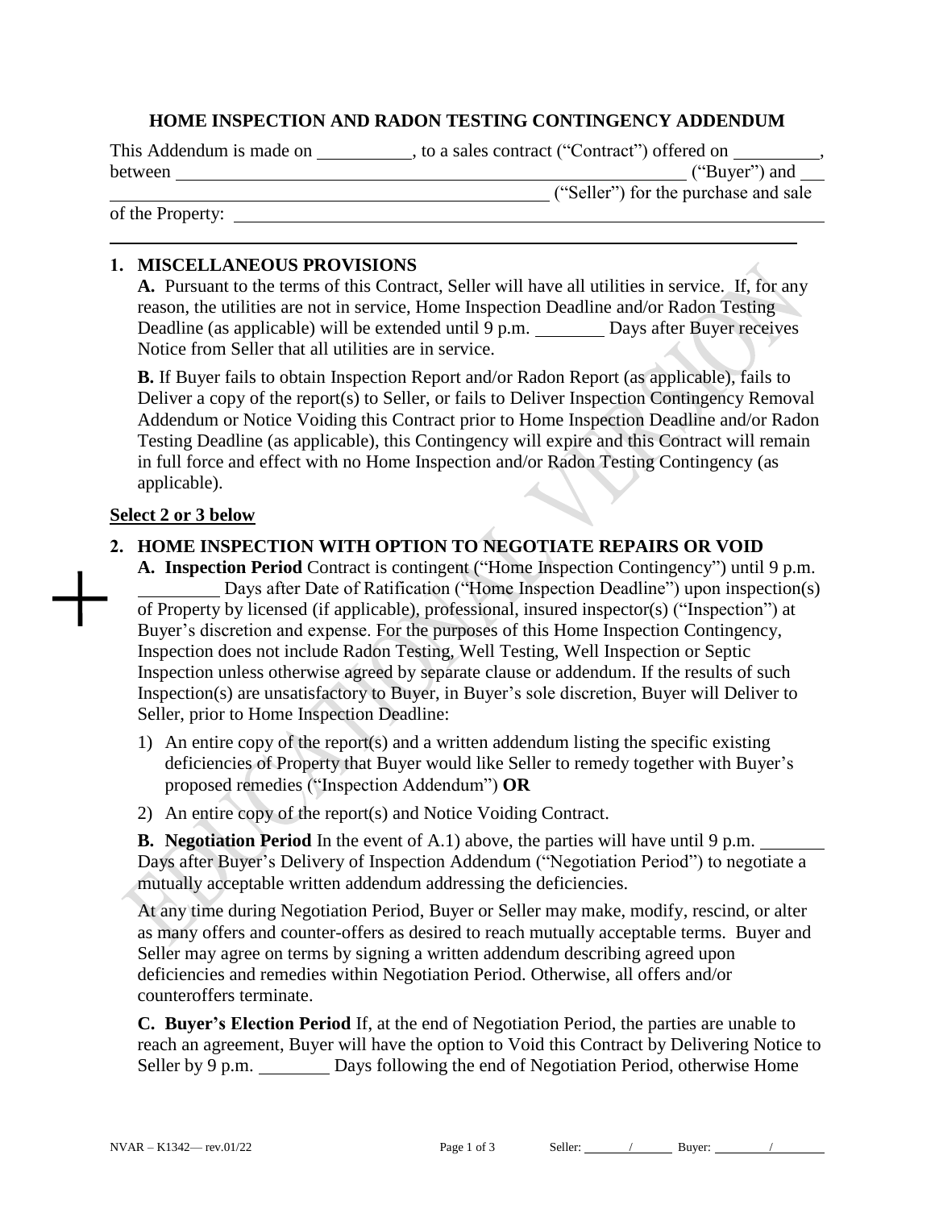# HOME INSPECTION AND RADON TESTING CONTINGENCY ADDENDUM

This Addendum is made on __________, to a sales contract ("Contract") offered on _________, between ____________________________________________________________ ("Buyer") and ____________________________________________________ ("Seller") for the purchase and sale of the Property: ____________________________________________________________________________

## 1. MISCELLANEOUS PROVISIONS

**A.** Pursuant to the terms of this Contract, Seller will have all utilities in service. If, for any reason, the utilities are not in service, Home Inspection Deadline and/or Radon Testing Deadline (as applicable) will be extended until 9 p.m. ________ Days after Buyer receives Notice from Seller that all utilities are in service.

**B.** If Buyer fails to obtain Inspection Report and/or Radon Report (as applicable), fails to Deliver a copy of the report(s) to Seller, or fails to Deliver Inspection Contingency Removal Addendum or Notice Voiding this Contract prior to Home Inspection Deadline and/or Radon Testing Deadline (as applicable), this Contingency will expire and this Contract will remain in full force and effect with no Home Inspection and/or Radon Testing Contingency (as applicable).

**Select 2 or 3 below**

## 2. HOME INSPECTION WITH OPTION TO NEGOTIATE REPAIRS OR VOID

**A. Inspection Period** Contract is contingent ("Home Inspection Contingency") until 9 p.m. _________ Days after Date of Ratification ("Home Inspection Deadline") upon inspection(s) of Property by licensed (if applicable), professional, insured inspector(s) ("Inspection") at Buyer's discretion and expense. For the purposes of this Home Inspection Contingency, Inspection does not include Radon Testing, Well Testing, Well Inspection or Septic Inspection unless otherwise agreed by separate clause or addendum. If the results of such Inspection(s) are unsatisfactory to Buyer, in Buyer's sole discretion, Buyer will Deliver to Seller, prior to Home Inspection Deadline:

1) An entire copy of the report(s) and a written addendum listing the specific existing deficiencies of Property that Buyer would like Seller to remedy together with Buyer's proposed remedies ("Inspection Addendum") **OR**
2) An entire copy of the report(s) and Notice Voiding Contract.

**B. Negotiation Period** In the event of A.1) above, the parties will have until 9 p.m. _______ Days after Buyer's Delivery of Inspection Addendum ("Negotiation Period") to negotiate a mutually acceptable written addendum addressing the deficiencies.

At any time during Negotiation Period, Buyer or Seller may make, modify, rescind, or alter as many offers and counter-offers as desired to reach mutually acceptable terms. Buyer and Seller may agree on terms by signing a written addendum describing agreed upon deficiencies and remedies within Negotiation Period. Otherwise, all offers and/or counteroffers terminate.

**C. Buyer's Election Period** If, at the end of Negotiation Period, the parties are unable to reach an agreement, Buyer will have the option to Void this Contract by Delivering Notice to Seller by 9 p.m. ________ Days following the end of Negotiation Period, otherwise Home

NVAR – K1342— rev.01/22 Seller: ______/______ Buyer: ______/______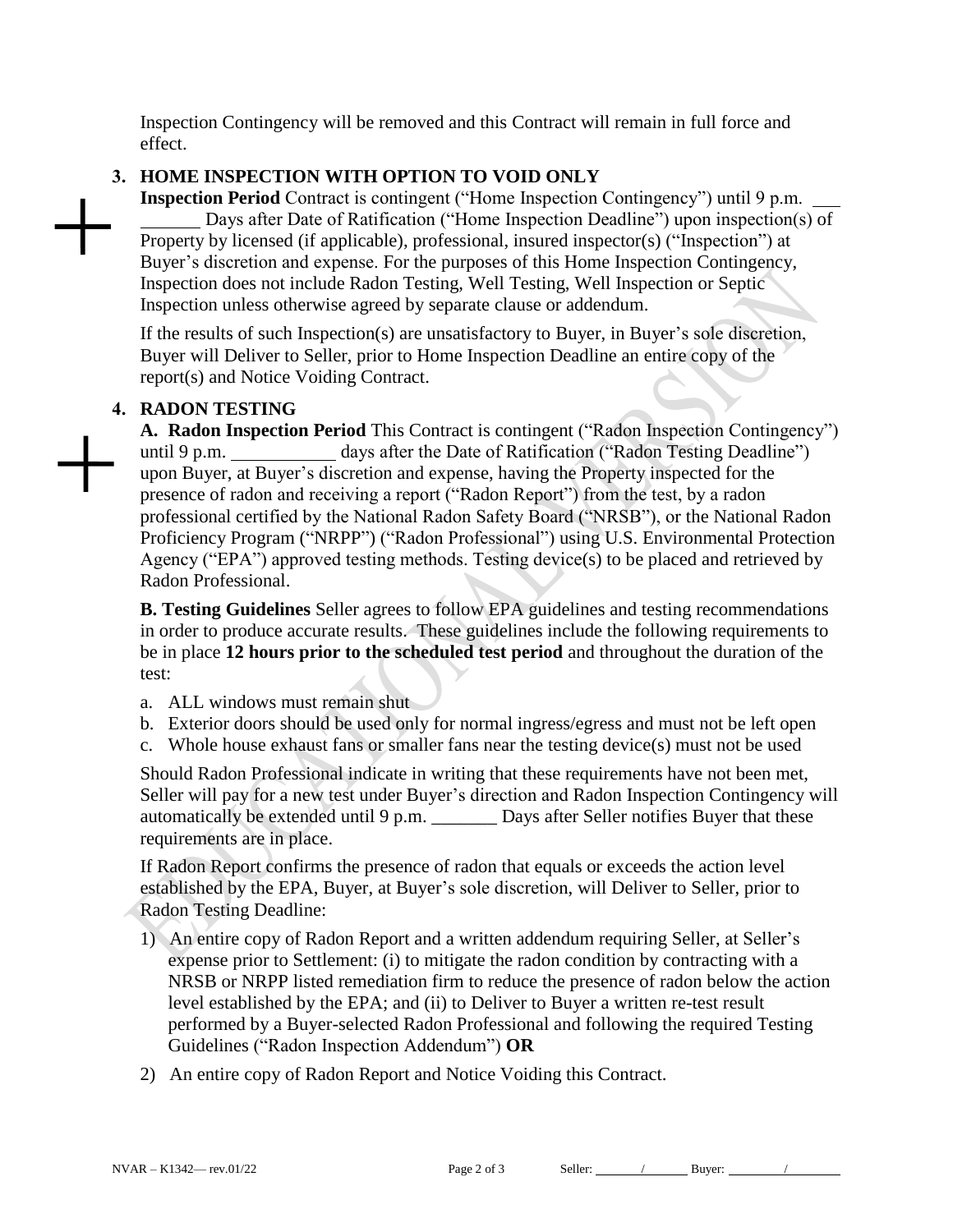Inspection Contingency will be removed and this Contract will remain in full force and effect.

## 3. HOME INSPECTION WITH OPTION TO VOID ONLY

**Inspection Period** Contract is contingent ("Home Inspection Contingency") until 9 p.m. ________ Days after Date of Ratification ("Home Inspection Deadline") upon inspection(s) of Property by licensed (if applicable), professional, insured inspector(s) ("Inspection") at Buyer's discretion and expense. For the purposes of this Home Inspection Contingency, Inspection does not include Radon Testing, Well Testing, Well Inspection or Septic Inspection unless otherwise agreed by separate clause or addendum.

If the results of such Inspection(s) are unsatisfactory to Buyer, in Buyer's sole discretion, Buyer will Deliver to Seller, prior to Home Inspection Deadline an entire copy of the report(s) and Notice Voiding Contract.

## 4. RADON TESTING

**A. Radon Inspection Period** This Contract is contingent ("Radon Inspection Contingency") until 9 p.m. ___________ days after the Date of Ratification ("Radon Testing Deadline") upon Buyer, at Buyer's discretion and expense, having the Property inspected for the presence of radon and receiving a report ("Radon Report") from the test, by a radon professional certified by the National Radon Safety Board ("NRSB"), or the National Radon Proficiency Program ("NRPP") ("Radon Professional") using U.S. Environmental Protection Agency ("EPA") approved testing methods. Testing device(s) to be placed and retrieved by Radon Professional.

**B. Testing Guidelines** Seller agrees to follow EPA guidelines and testing recommendations in order to produce accurate results. These guidelines include the following requirements to be in place **12 hours prior to the scheduled test period** and throughout the duration of the test:

a. ALL windows must remain shut
b. Exterior doors should be used only for normal ingress/egress and must not be left open
c. Whole house exhaust fans or smaller fans near the testing device(s) must not be used

Should Radon Professional indicate in writing that these requirements have not been met, Seller will pay for a new test under Buyer's direction and Radon Inspection Contingency will automatically be extended until 9 p.m. _______ Days after Seller notifies Buyer that these requirements are in place.

If Radon Report confirms the presence of radon that equals or exceeds the action level established by the EPA, Buyer, at Buyer's sole discretion, will Deliver to Seller, prior to Radon Testing Deadline:

1) An entire copy of Radon Report and a written addendum requiring Seller, at Seller's expense prior to Settlement: (i) to mitigate the radon condition by contracting with a NRSB or NRPP listed remediation firm to reduce the presence of radon below the action level established by the EPA; and (ii) to Deliver to Buyer a written re-test result performed by a Buyer-selected Radon Professional and following the required Testing Guidelines ("Radon Inspection Addendum") **OR**
2) An entire copy of Radon Report and Notice Voiding this Contract.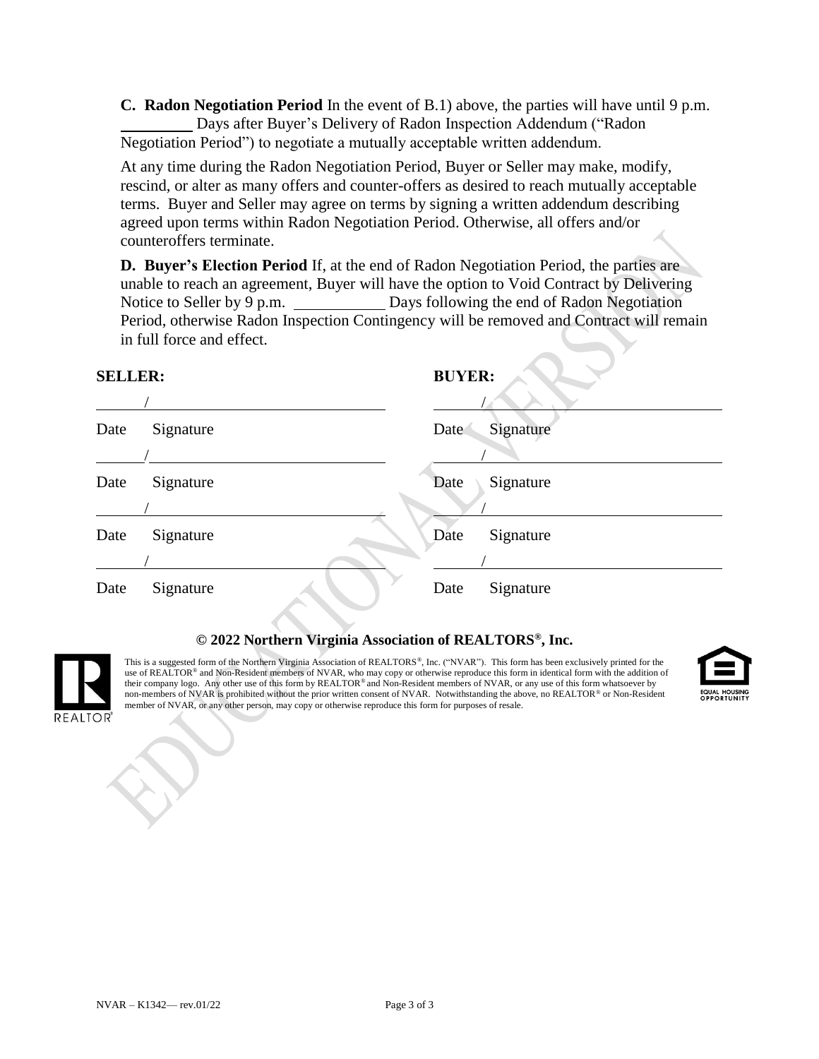**C. Radon Negotiation Period** In the event of B.1) above, the parties will have until 9 p.m. \_\_\_\_\_\_\_\_\_ Days after Buyer's Delivery of Radon Inspection Addendum ("Radon Negotiation Period") to negotiate a mutually acceptable written addendum.

At any time during the Radon Negotiation Period, Buyer or Seller may make, modify, rescind, or alter as many offers and counter-offers as desired to reach mutually acceptable terms. Buyer and Seller may agree on terms by signing a written addendum describing agreed upon terms within Radon Negotiation Period. Otherwise, all offers and/or counteroffers terminate.

**D. Buyer's Election Period** If, at the end of Radon Negotiation Period, the parties are unable to reach an agreement, Buyer will have the option to Void Contract by Delivering Notice to Seller by 9 p.m. \_\_\_\_\_\_\_\_\_\_\_ Days following the end of Radon Negotiation Period, otherwise Radon Inspection Contingency will be removed and Contract will remain in full force and effect.

| SELLER: | BUYER: |
|---|---|
| \_\_\_\_\_\_/\_\_\_\_\_\_\_\_\_\_\_\_\_\_\_\_ | \_\_\_\_\_\_/\_\_\_\_\_\_\_\_\_\_\_\_\_\_\_\_ |
| Date Signature | Date Signature |
| \_\_\_\_\_\_/\_\_\_\_\_\_\_\_\_\_\_\_\_\_\_\_ | \_\_\_\_\_\_/\_\_\_\_\_\_\_\_\_\_\_\_\_\_\_\_ |
| Date Signature | Date Signature |
| \_\_\_\_\_\_/\_\_\_\_\_\_\_\_\_\_\_\_\_\_\_\_ | \_\_\_\_\_\_/\_\_\_\_\_\_\_\_\_\_\_\_\_\_\_\_ |
| Date Signature | Date Signature |
| \_\_\_\_\_\_/\_\_\_\_\_\_\_\_\_\_\_\_\_\_\_\_ | \_\_\_\_\_\_/\_\_\_\_\_\_\_\_\_\_\_\_\_\_\_\_ |
| Date Signature | Date Signature |

**© 2022 Northern Virginia Association of REALTORS®, Inc.**

This is a suggested form of the Northern Virginia Association of REALTORS®, Inc. ("NVAR"). This form has been exclusively printed for the use of REALTOR® and Non-Resident members of NVAR, who may copy or otherwise reproduce this form in identical form with the addition of their company logo. Any other use of this form by REALTOR® and Non-Resident members of NVAR, or any use of this form whatsoever by non-members of NVAR is prohibited without the prior written consent of NVAR. Notwithstanding the above, no REALTOR® or Non-Resident member of NVAR, or any other person, may copy or otherwise reproduce this form for purposes of resale.

NVAR – K1342— rev.01/22